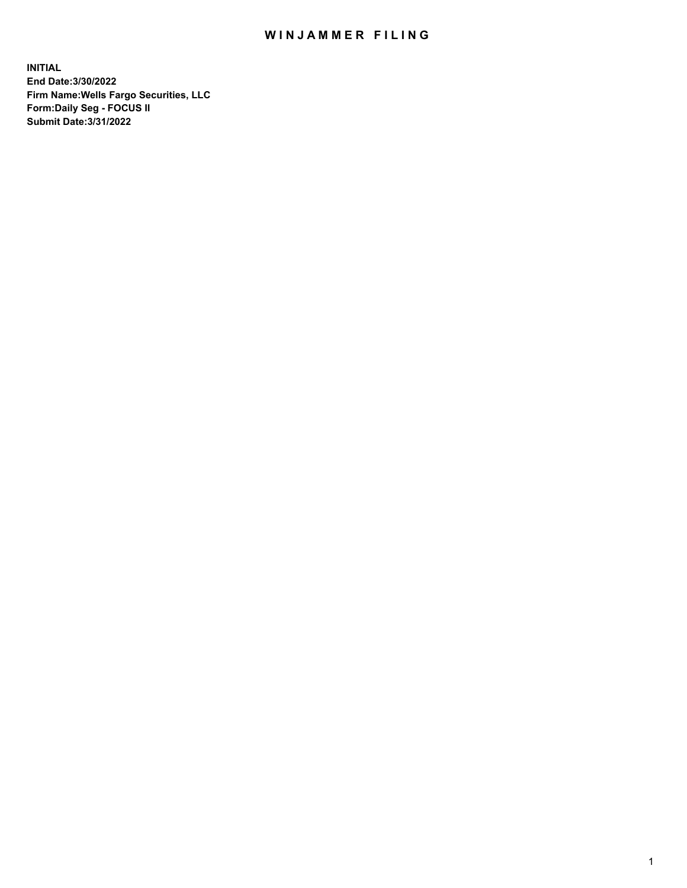# WINJAMMER FILING

**INITIAL**
**End Date:3/30/2022**
**Firm Name:Wells Fargo Securities, LLC**
**Form:Daily Seg - FOCUS II**
**Submit Date:3/31/2022**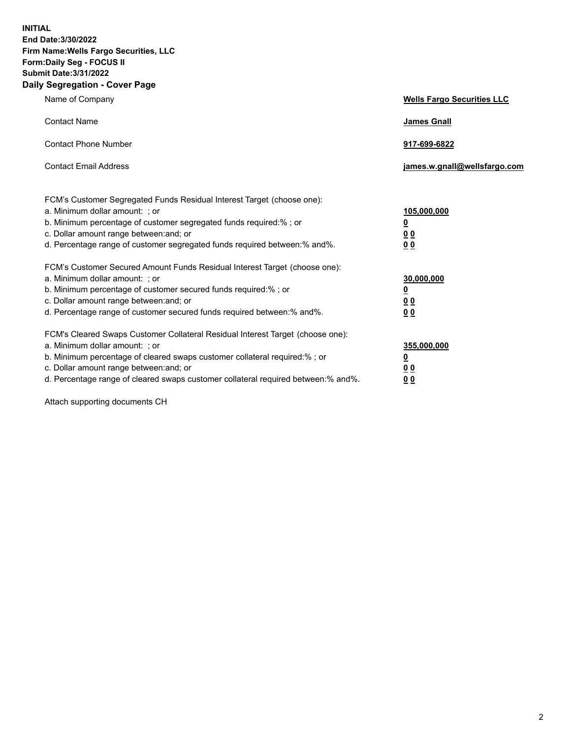**INITIAL**
**End Date:3/30/2022**
**Firm Name:Wells Fargo Securities, LLC**
**Form:Daily Seg - FOCUS II**
**Submit Date:3/31/2022**

## Daily Segregation - Cover Page

| | |
|---|---|
| Name of Company | **Wells Fargo Securities LLC** |
| Contact Name | **James Gnall** |
| Contact Phone Number | **917-699-6822** |
| Contact Email Address | **james.w.gnall@wellsfargo.com** |

| | |
|---|---|
| FCM's Customer Segregated Funds Residual Interest Target (choose one): | |
| a. Minimum dollar amount: ; or | **105,000,000** |
| b. Minimum percentage of customer segregated funds required:% ; or | **0** |
| c. Dollar amount range between:and; or | **0 0** |
| d. Percentage range of customer segregated funds required between:% and%. | **0 0** |
| FCM's Customer Secured Amount Funds Residual Interest Target (choose one): | |
| a. Minimum dollar amount: ; or | **30,000,000** |
| b. Minimum percentage of customer secured funds required:% ; or | **0** |
| c. Dollar amount range between:and; or | **0 0** |
| d. Percentage range of customer secured funds required between:% and%. | **0 0** |
| FCM's Cleared Swaps Customer Collateral Residual Interest Target (choose one): | |
| a. Minimum dollar amount: ; or | **355,000,000** |
| b. Minimum percentage of cleared swaps customer collateral required:% ; or | **0** |
| c. Dollar amount range between:and; or | **0 0** |
| d. Percentage range of cleared swaps customer collateral required between:% and%. | **0 0** |

Attach supporting documents CH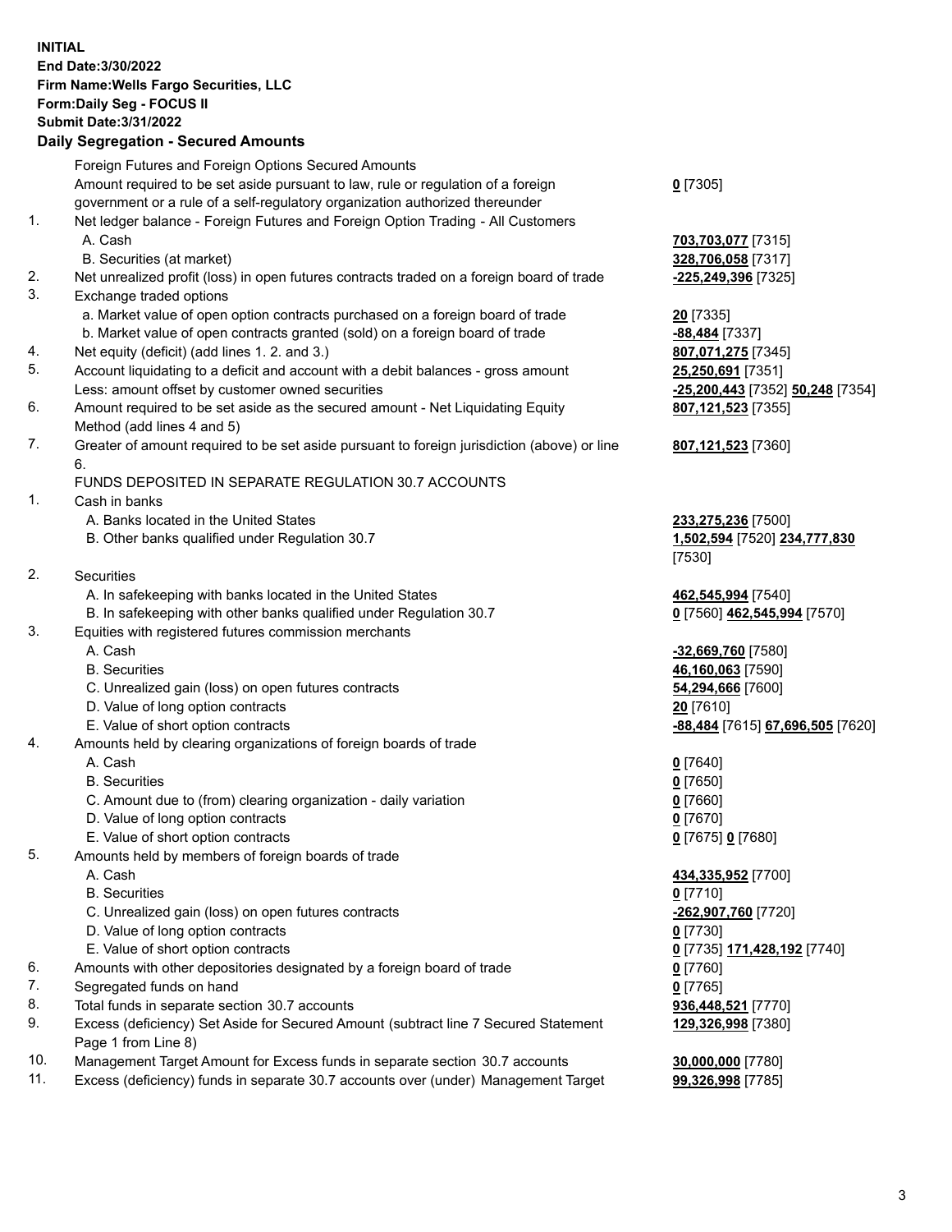**INITIAL**
**End Date:3/30/2022**
**Firm Name:Wells Fargo Securities, LLC**
**Form:Daily Seg - FOCUS II**
**Submit Date:3/31/2022**

## Daily Segregation - Secured Amounts

| | | |
|---|---|---|
| | Foreign Futures and Foreign Options Secured Amounts | |
| | Amount required to be set aside pursuant to law, rule or regulation of a foreign government or a rule of a self-regulatory organization authorized thereunder | **0** [7305] |
| 1. | Net ledger balance - Foreign Futures and Foreign Option Trading - All Customers | |
| | A. Cash | **703,703,077** [7315] |
| | B. Securities (at market) | **328,706,058** [7317] |
| 2. | Net unrealized profit (loss) in open futures contracts traded on a foreign board of trade | **-225,249,396** [7325] |
| 3. | Exchange traded options | |
| | a. Market value of open option contracts purchased on a foreign board of trade | **20** [7335] |
| | b. Market value of open contracts granted (sold) on a foreign board of trade | **-88,484** [7337] |
| 4. | Net equity (deficit) (add lines 1. 2. and 3.) | **807,071,275** [7345] |
| 5. | Account liquidating to a deficit and account with a debit balances - gross amount | **25,250,691** [7351] |
| | Less: amount offset by customer owned securities | **-25,200,443** [7352] **50,248** [7354] |
| 6. | Amount required to be set aside as the secured amount - Net Liquidating Equity Method (add lines 4 and 5) | **807,121,523** [7355] |
| 7. | Greater of amount required to be set aside pursuant to foreign jurisdiction (above) or line 6. | **807,121,523** [7360] |
| | FUNDS DEPOSITED IN SEPARATE REGULATION 30.7 ACCOUNTS | |
| 1. | Cash in banks | |
| | A. Banks located in the United States | **233,275,236** [7500] |
| | B. Other banks qualified under Regulation 30.7 | **1,502,594** [7520] **234,777,830** [7530] |
| 2. | Securities | |
| | A. In safekeeping with banks located in the United States | **462,545,994** [7540] |
| | B. In safekeeping with other banks qualified under Regulation 30.7 | **0** [7560] **462,545,994** [7570] |
| 3. | Equities with registered futures commission merchants | |
| | A. Cash | **-32,669,760** [7580] |
| | B. Securities | **46,160,063** [7590] |
| | C. Unrealized gain (loss) on open futures contracts | **54,294,666** [7600] |
| | D. Value of long option contracts | **20** [7610] |
| | E. Value of short option contracts | **-88,484** [7615] **67,696,505** [7620] |
| 4. | Amounts held by clearing organizations of foreign boards of trade | |
| | A. Cash | **0** [7640] |
| | B. Securities | **0** [7650] |
| | C. Amount due to (from) clearing organization - daily variation | **0** [7660] |
| | D. Value of long option contracts | **0** [7670] |
| | E. Value of short option contracts | **0** [7675] **0** [7680] |
| 5. | Amounts held by members of foreign boards of trade | |
| | A. Cash | **434,335,952** [7700] |
| | B. Securities | **0** [7710] |
| | C. Unrealized gain (loss) on open futures contracts | **-262,907,760** [7720] |
| | D. Value of long option contracts | **0** [7730] |
| | E. Value of short option contracts | **0** [7735] **171,428,192** [7740] |
| 6. | Amounts with other depositories designated by a foreign board of trade | **0** [7760] |
| 7. | Segregated funds on hand | **0** [7765] |
| 8. | Total funds in separate section 30.7 accounts | **936,448,521** [7770] |
| 9. | Excess (deficiency) Set Aside for Secured Amount (subtract line 7 Secured Statement Page 1 from Line 8) | **129,326,998** [7380] |
| 10. | Management Target Amount for Excess funds in separate section 30.7 accounts | **30,000,000** [7780] |
| 11. | Excess (deficiency) funds in separate 30.7 accounts over (under) Management Target | **99,326,998** [7785] |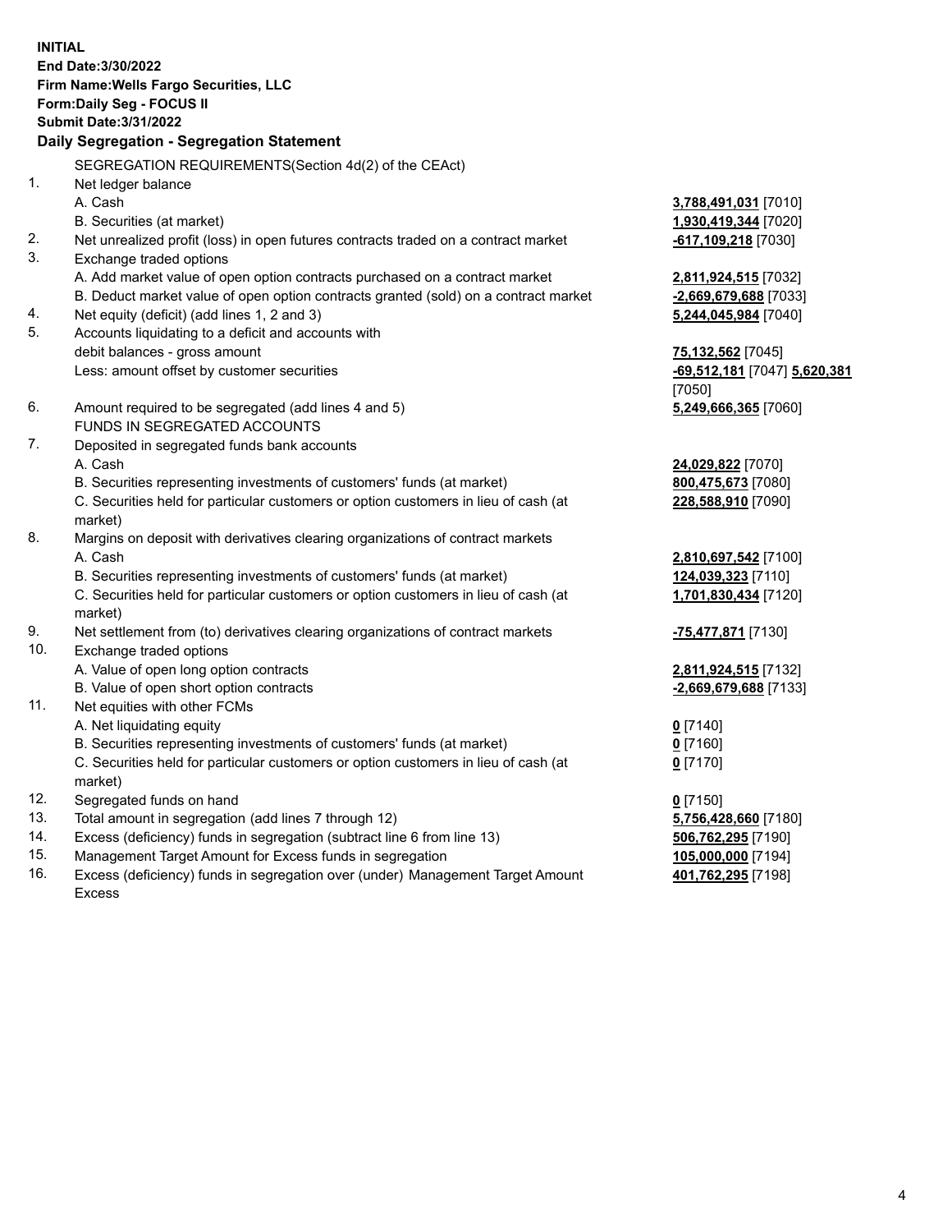**INITIAL**
**End Date:3/30/2022**
**Firm Name:Wells Fargo Securities, LLC**
**Form:Daily Seg - FOCUS II**
**Submit Date:3/31/2022**

## Daily Segregation - Segregation Statement

| | | |
|---|---|---|
| | SEGREGATION REQUIREMENTS(Section 4d(2) of the CEAct) | |
| 1. | Net ledger balance | |
| | A. Cash | **3,788,491,031** [7010] |
| | B. Securities (at market) | **1,930,419,344** [7020] |
| 2. | Net unrealized profit (loss) in open futures contracts traded on a contract market | **-617,109,218** [7030] |
| 3. | Exchange traded options | |
| | A. Add market value of open option contracts purchased on a contract market | **2,811,924,515** [7032] |
| | B. Deduct market value of open option contracts granted (sold) on a contract market | **-2,669,679,688** [7033] |
| 4. | Net equity (deficit) (add lines 1, 2 and 3) | **5,244,045,984** [7040] |
| 5. | Accounts liquidating to a deficit and accounts with | |
| | debit balances - gross amount | **75,132,562** [7045] |
| | Less: amount offset by customer securities | **-69,512,181** [7047] **5,620,381** [7050] |
| 6. | Amount required to be segregated (add lines 4 and 5) | **5,249,666,365** [7060] |
| | FUNDS IN SEGREGATED ACCOUNTS | |
| 7. | Deposited in segregated funds bank accounts | |
| | A. Cash | **24,029,822** [7070] |
| | B. Securities representing investments of customers' funds (at market) | **800,475,673** [7080] |
| | C. Securities held for particular customers or option customers in lieu of cash (at market) | **228,588,910** [7090] |
| 8. | Margins on deposit with derivatives clearing organizations of contract markets | |
| | A. Cash | **2,810,697,542** [7100] |
| | B. Securities representing investments of customers' funds (at market) | **124,039,323** [7110] |
| | C. Securities held for particular customers or option customers in lieu of cash (at market) | **1,701,830,434** [7120] |
| 9. | Net settlement from (to) derivatives clearing organizations of contract markets | **-75,477,871** [7130] |
| 10. | Exchange traded options | |
| | A. Value of open long option contracts | **2,811,924,515** [7132] |
| | B. Value of open short option contracts | **-2,669,679,688** [7133] |
| 11. | Net equities with other FCMs | |
| | A. Net liquidating equity | **0** [7140] |
| | B. Securities representing investments of customers' funds (at market) | **0** [7160] |
| | C. Securities held for particular customers or option customers in lieu of cash (at market) | **0** [7170] |
| 12. | Segregated funds on hand | **0** [7150] |
| 13. | Total amount in segregation (add lines 7 through 12) | **5,756,428,660** [7180] |
| 14. | Excess (deficiency) funds in segregation (subtract line 6 from line 13) | **506,762,295** [7190] |
| 15. | Management Target Amount for Excess funds in segregation | **105,000,000** [7194] |
| 16. | Excess (deficiency) funds in segregation over (under) Management Target Amount Excess | **401,762,295** [7198] |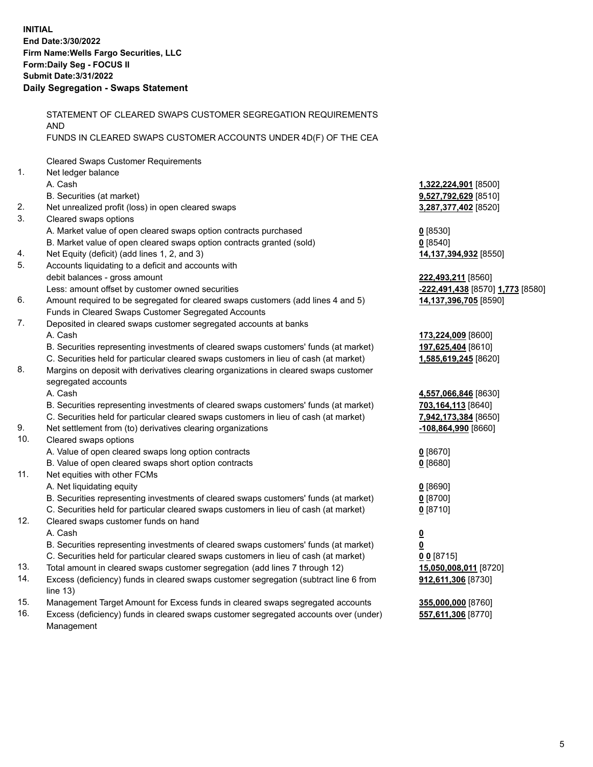**INITIAL**
**End Date:3/30/2022**
**Firm Name:Wells Fargo Securities, LLC**
**Form:Daily Seg - FOCUS II**
**Submit Date:3/31/2022**
**Daily Segregation - Swaps Statement**

STATEMENT OF CLEARED SWAPS CUSTOMER SEGREGATION REQUIREMENTS AND FUNDS IN CLEARED SWAPS CUSTOMER ACCOUNTS UNDER 4D(F) OF THE CEA

| | | |
|---|---|---|
| | Cleared Swaps Customer Requirements | |
| 1. | Net ledger balance | |
| | A. Cash | **1,322,224,901** [8500] |
| | B. Securities (at market) | **9,527,792,629** [8510] |
| 2. | Net unrealized profit (loss) in open cleared swaps | **3,287,377,402** [8520] |
| 3. | Cleared swaps options | |
| | A. Market value of open cleared swaps option contracts purchased | **0** [8530] |
| | B. Market value of open cleared swaps option contracts granted (sold) | **0** [8540] |
| 4. | Net Equity (deficit) (add lines 1, 2, and 3) | **14,137,394,932** [8550] |
| 5. | Accounts liquidating to a deficit and accounts with debit balances - gross amount | **222,493,211** [8560] |
| | Less: amount offset by customer owned securities | **-222,491,438** [8570] **1,773** [8580] |
| 6. | Amount required to be segregated for cleared swaps customers (add lines 4 and 5) | **14,137,396,705** [8590] |
| | Funds in Cleared Swaps Customer Segregated Accounts | |
| 7. | Deposited in cleared swaps customer segregated accounts at banks | |
| | A. Cash | **173,224,009** [8600] |
| | B. Securities representing investments of cleared swaps customers' funds (at market) | **197,625,404** [8610] |
| | C. Securities held for particular cleared swaps customers in lieu of cash (at market) | **1,585,619,245** [8620] |
| 8. | Margins on deposit with derivatives clearing organizations in cleared swaps customer segregated accounts | |
| | A. Cash | **4,557,066,846** [8630] |
| | B. Securities representing investments of cleared swaps customers' funds (at market) | **703,164,113** [8640] |
| | C. Securities held for particular cleared swaps customers in lieu of cash (at market) | **7,942,173,384** [8650] |
| 9. | Net settlement from (to) derivatives clearing organizations | **-108,864,990** [8660] |
| 10. | Cleared swaps options | |
| | A. Value of open cleared swaps long option contracts | **0** [8670] |
| | B. Value of open cleared swaps short option contracts | **0** [8680] |
| 11. | Net equities with other FCMs | |
| | A. Net liquidating equity | **0** [8690] |
| | B. Securities representing investments of cleared swaps customers' funds (at market) | **0** [8700] |
| | C. Securities held for particular cleared swaps customers in lieu of cash (at market) | **0** [8710] |
| 12. | Cleared swaps customer funds on hand | |
| | A. Cash | **0** |
| | B. Securities representing investments of cleared swaps customers' funds (at market) | **0** |
| | C. Securities held for particular cleared swaps customers in lieu of cash (at market) | **0** **0** [8715] |
| 13. | Total amount in cleared swaps customer segregation (add lines 7 through 12) | **15,050,008,011** [8720] |
| 14. | Excess (deficiency) funds in cleared swaps customer segregation (subtract line 6 from line 13) | **912,611,306** [8730] |
| 15. | Management Target Amount for Excess funds in cleared swaps segregated accounts | **355,000,000** [8760] |
| 16. | Excess (deficiency) funds in cleared swaps customer segregated accounts over (under) Management | **557,611,306** [8770] |